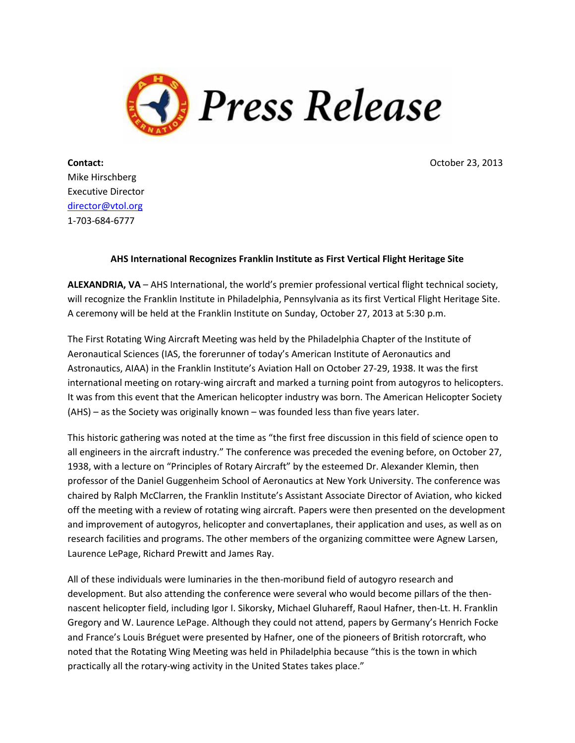# Press Release

**Contact:**
Mike Hirschberg
Executive Director
director@vtol.org
1-703-684-6777

October 23, 2013

**AHS International Recognizes Franklin Institute as First Vertical Flight Heritage Site**

**ALEXANDRIA, VA** – AHS International, the world's premier professional vertical flight technical society, will recognize the Franklin Institute in Philadelphia, Pennsylvania as its first Vertical Flight Heritage Site. A ceremony will be held at the Franklin Institute on Sunday, October 27, 2013 at 5:30 p.m.

The First Rotating Wing Aircraft Meeting was held by the Philadelphia Chapter of the Institute of Aeronautical Sciences (IAS, the forerunner of today's American Institute of Aeronautics and Astronautics, AIAA) in the Franklin Institute's Aviation Hall on October 27-29, 1938. It was the first international meeting on rotary-wing aircraft and marked a turning point from autogyros to helicopters. It was from this event that the American helicopter industry was born. The American Helicopter Society (AHS) – as the Society was originally known – was founded less than five years later.

This historic gathering was noted at the time as "the first free discussion in this field of science open to all engineers in the aircraft industry." The conference was preceded the evening before, on October 27, 1938, with a lecture on "Principles of Rotary Aircraft" by the esteemed Dr. Alexander Klemin, then professor of the Daniel Guggenheim School of Aeronautics at New York University. The conference was chaired by Ralph McClarren, the Franklin Institute's Assistant Associate Director of Aviation, who kicked off the meeting with a review of rotating wing aircraft. Papers were then presented on the development and improvement of autogyros, helicopter and convertaplanes, their application and uses, as well as on research facilities and programs. The other members of the organizing committee were Agnew Larsen, Laurence LePage, Richard Prewitt and James Ray.

All of these individuals were luminaries in the then-moribund field of autogyro research and development. But also attending the conference were several who would become pillars of the then-nascent helicopter field, including Igor I. Sikorsky, Michael Gluhareff, Raoul Hafner, then-Lt. H. Franklin Gregory and W. Laurence LePage. Although they could not attend, papers by Germany's Henrich Focke and France's Louis Bréguet were presented by Hafner, one of the pioneers of British rotorcraft, who noted that the Rotating Wing Meeting was held in Philadelphia because "this is the town in which practically all the rotary-wing activity in the United States takes place."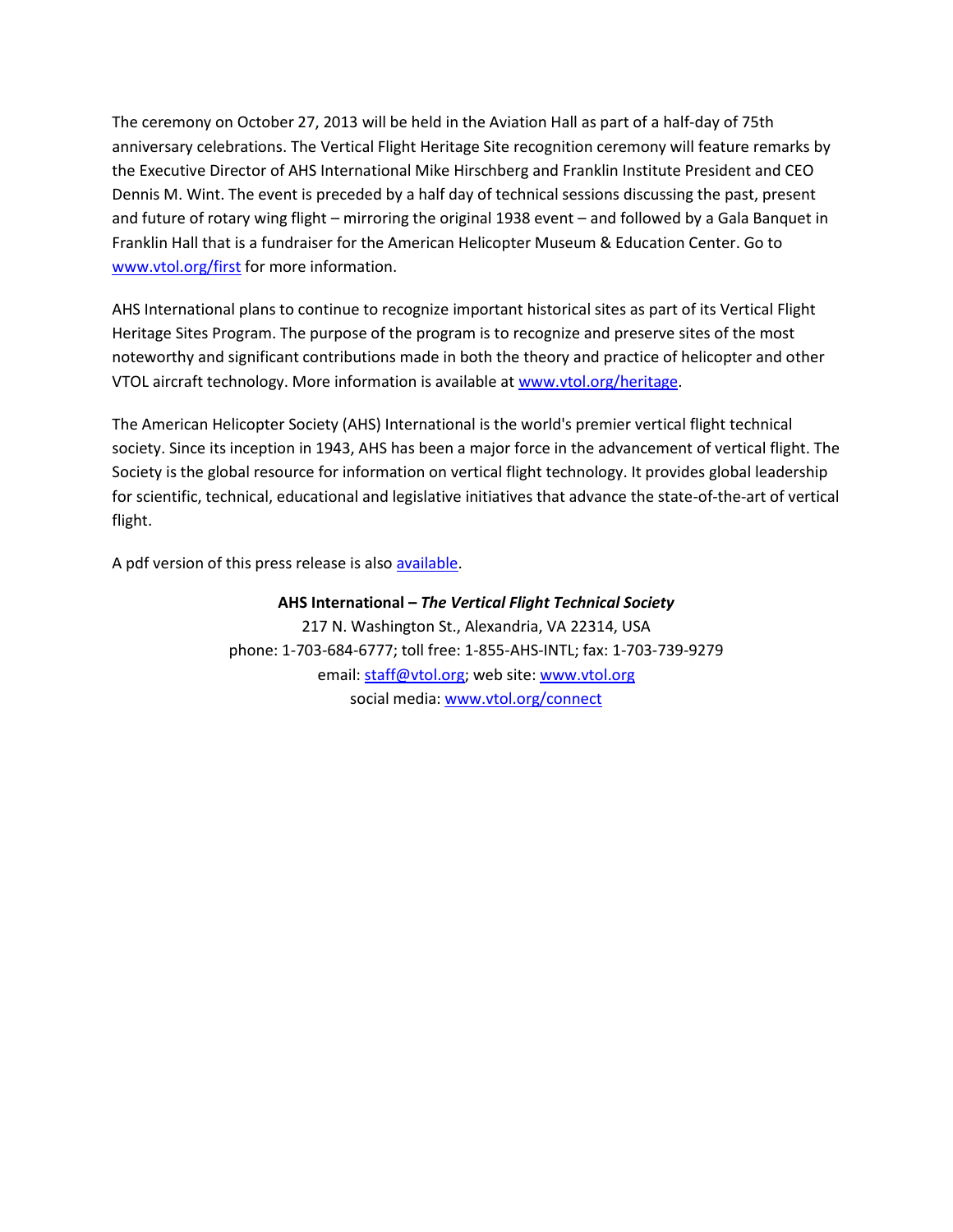The ceremony on October 27, 2013 will be held in the Aviation Hall as part of a half-day of 75th anniversary celebrations. The Vertical Flight Heritage Site recognition ceremony will feature remarks by the Executive Director of AHS International Mike Hirschberg and Franklin Institute President and CEO Dennis M. Wint. The event is preceded by a half day of technical sessions discussing the past, present and future of rotary wing flight – mirroring the original 1938 event – and followed by a Gala Banquet in Franklin Hall that is a fundraiser for the American Helicopter Museum & Education Center. Go to [www.vtol.org/first](www.vtol.org/first) for more information.

AHS International plans to continue to recognize important historical sites as part of its Vertical Flight Heritage Sites Program. The purpose of the program is to recognize and preserve sites of the most noteworthy and significant contributions made in both the theory and practice of helicopter and other VTOL aircraft technology. More information is available at [www.vtol.org/heritage](www.vtol.org/heritage).

The American Helicopter Society (AHS) International is the world's premier vertical flight technical society. Since its inception in 1943, AHS has been a major force in the advancement of vertical flight. The Society is the global resource for information on vertical flight technology. It provides global leadership for scientific, technical, educational and legislative initiatives that advance the state-of-the-art of vertical flight.

A pdf version of this press release is also available.

**AHS International – *The Vertical Flight Technical Society***
217 N. Washington St., Alexandria, VA 22314, USA
phone: 1-703-684-6777; toll free: 1-855-AHS-INTL; fax: 1-703-739-9279
email: staff@vtol.org; web site: www.vtol.org
social media: www.vtol.org/connect